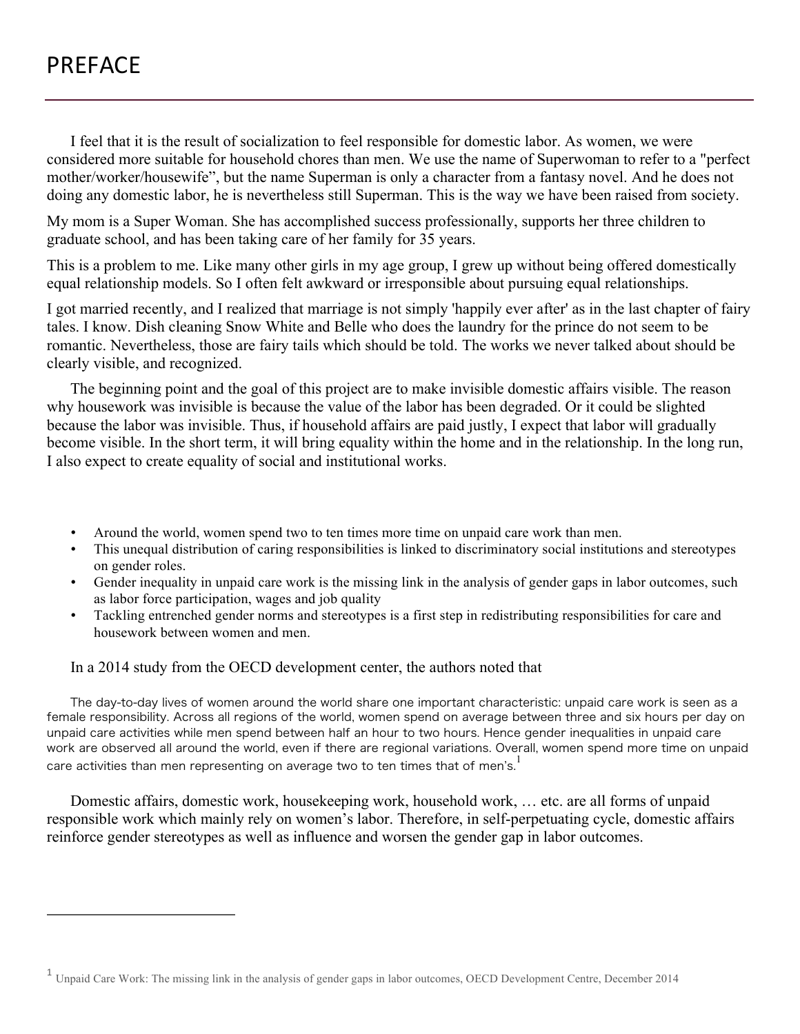# PREFACE

I feel that it is the result of socialization to feel responsible for domestic labor. As women, we were considered more suitable for household chores than men. We use the name of Superwoman to refer to a "perfect mother/worker/housewife", but the name Superman is only a character from a fantasy novel. And he does not doing any domestic labor, he is nevertheless still Superman. This is the way we have been raised from society.

My mom is a Super Woman. She has accomplished success professionally, supports her three children to graduate school, and has been taking care of her family for 35 years.

This is a problem to me. Like many other girls in my age group, I grew up without being offered domestically equal relationship models. So I often felt awkward or irresponsible about pursuing equal relationships.

I got married recently, and I realized that marriage is not simply 'happily ever after' as in the last chapter of fairy tales. I know. Dish cleaning Snow White and Belle who does the laundry for the prince do not seem to be romantic. Nevertheless, those are fairy tails which should be told. The works we never talked about should be clearly visible, and recognized.

The beginning point and the goal of this project are to make invisible domestic affairs visible. The reason why housework was invisible is because the value of the labor has been degraded. Or it could be slighted because the labor was invisible. Thus, if household affairs are paid justly, I expect that labor will gradually become visible. In the short term, it will bring equality within the home and in the relationship. In the long run, I also expect to create equality of social and institutional works.

- Around the world, women spend two to ten times more time on unpaid care work than men.
- This unequal distribution of caring responsibilities is linked to discriminatory social institutions and stereotypes on gender roles.
- Gender inequality in unpaid care work is the missing link in the analysis of gender gaps in labor outcomes, such as labor force participation, wages and job quality
- Tackling entrenched gender norms and stereotypes is a first step in redistributing responsibilities for care and housework between women and men.

In a 2014 study from the OECD development center, the authors noted that

> The day-to-day lives of women around the world share one important characteristic: unpaid care work is seen as a female responsibility. Across all regions of the world, women spend on average between three and six hours per day on unpaid care activities while men spend between half an hour to two hours. Hence gender inequalities in unpaid care work are observed all around the world, even if there are regional variations. Overall, women spend more time on unpaid care activities than men representing on average two to ten times that of men's.[1]

Domestic affairs, domestic work, housekeeping work, household work, … etc. are all forms of unpaid responsible work which mainly rely on women's labor. Therefore, in self-perpetuating cycle, domestic affairs reinforce gender stereotypes as well as influence and worsen the gender gap in labor outcomes.

---

[1] Unpaid Care Work: The missing link in the analysis of gender gaps in labor outcomes, OECD Development Centre, December 2014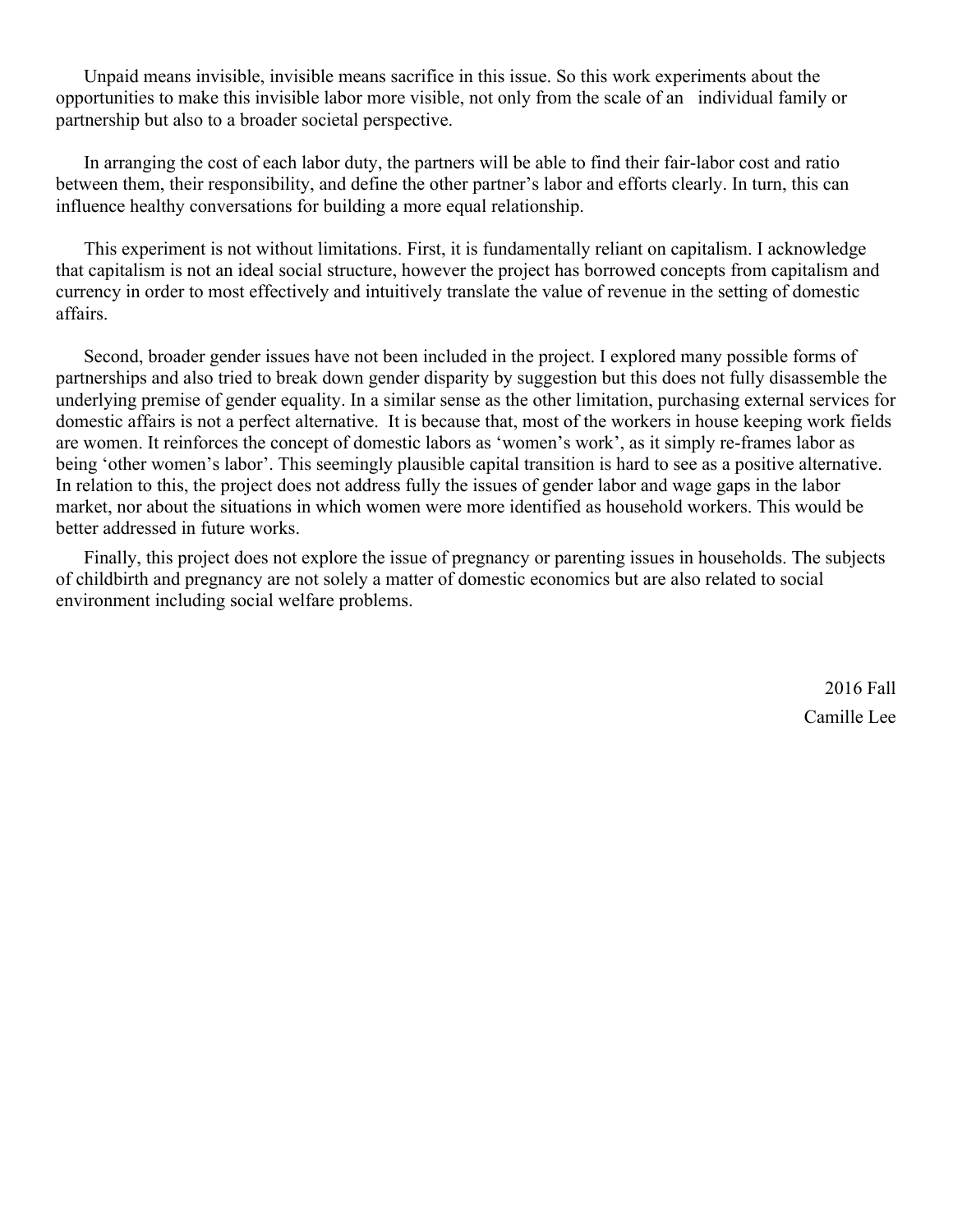Unpaid means invisible, invisible means sacrifice in this issue. So this work experiments about the opportunities to make this invisible labor more visible, not only from the scale of an individual family or partnership but also to a broader societal perspective.

In arranging the cost of each labor duty, the partners will be able to find their fair-labor cost and ratio between them, their responsibility, and define the other partner's labor and efforts clearly. In turn, this can influence healthy conversations for building a more equal relationship.

This experiment is not without limitations. First, it is fundamentally reliant on capitalism. I acknowledge that capitalism is not an ideal social structure, however the project has borrowed concepts from capitalism and currency in order to most effectively and intuitively translate the value of revenue in the setting of domestic affairs.

Second, broader gender issues have not been included in the project. I explored many possible forms of partnerships and also tried to break down gender disparity by suggestion but this does not fully disassemble the underlying premise of gender equality. In a similar sense as the other limitation, purchasing external services for domestic affairs is not a perfect alternative. It is because that, most of the workers in house keeping work fields are women. It reinforces the concept of domestic labors as 'women's work', as it simply re-frames labor as being 'other women's labor'. This seemingly plausible capital transition is hard to see as a positive alternative. In relation to this, the project does not address fully the issues of gender labor and wage gaps in the labor market, nor about the situations in which women were more identified as household workers. This would be better addressed in future works.

Finally, this project does not explore the issue of pregnancy or parenting issues in households. The subjects of childbirth and pregnancy are not solely a matter of domestic economics but are also related to social environment including social welfare problems.

2016 Fall
Camille Lee